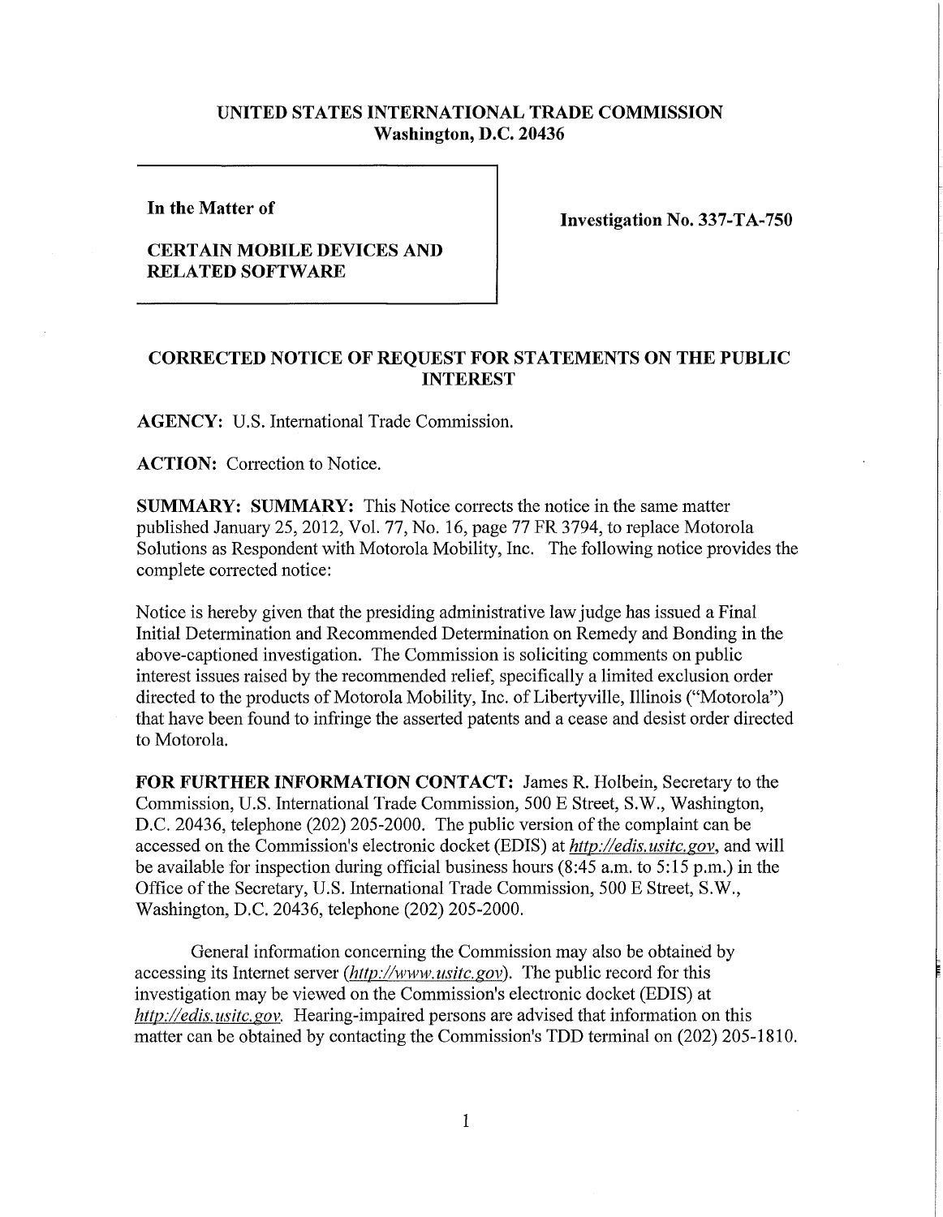**UNITED STATES INTERNATIONAL TRADE COMMISSION**
**Washington, D.C. 20436**

**In the Matter of**

**CERTAIN MOBILE DEVICES AND RELATED SOFTWARE**

**Investigation No. 337-TA-750**

## CORRECTED NOTICE OF REQUEST FOR STATEMENTS ON THE PUBLIC INTEREST

**AGENCY:** U.S. International Trade Commission.

**ACTION:** Correction to Notice.

**SUMMARY: SUMMARY:** This Notice corrects the notice in the same matter published January 25, 2012, Vol. 77, No. 16, page 77 FR 3794, to replace Motorola Solutions as Respondent with Motorola Mobility, Inc. The following notice provides the complete corrected notice:

Notice is hereby given that the presiding administrative law judge has issued a Final Initial Determination and Recommended Determination on Remedy and Bonding in the above-captioned investigation. The Commission is soliciting comments on public interest issues raised by the recommended relief, specifically a limited exclusion order directed to the products of Motorola Mobility, Inc. of Libertyville, Illinois ("Motorola") that have been found to infringe the asserted patents and a cease and desist order directed to Motorola.

**FOR FURTHER INFORMATION CONTACT:** James R. Holbein, Secretary to the Commission, U.S. International Trade Commission, 500 E Street, S.W., Washington, D.C. 20436, telephone (202) 205-2000. The public version of the complaint can be accessed on the Commission's electronic docket (EDIS) at *http://edis.usitc.gov*, and will be available for inspection during official business hours (8:45 a.m. to 5:15 p.m.) in the Office of the Secretary, U.S. International Trade Commission, 500 E Street, S.W., Washington, D.C. 20436, telephone (202) 205-2000.

General information concerning the Commission may also be obtained by accessing its Internet server (*http://www.usitc.gov*). The public record for this investigation may be viewed on the Commission's electronic docket (EDIS) at *http://edis.usitc.gov*. Hearing-impaired persons are advised that information on this matter can be obtained by contacting the Commission's TDD terminal on (202) 205-1810.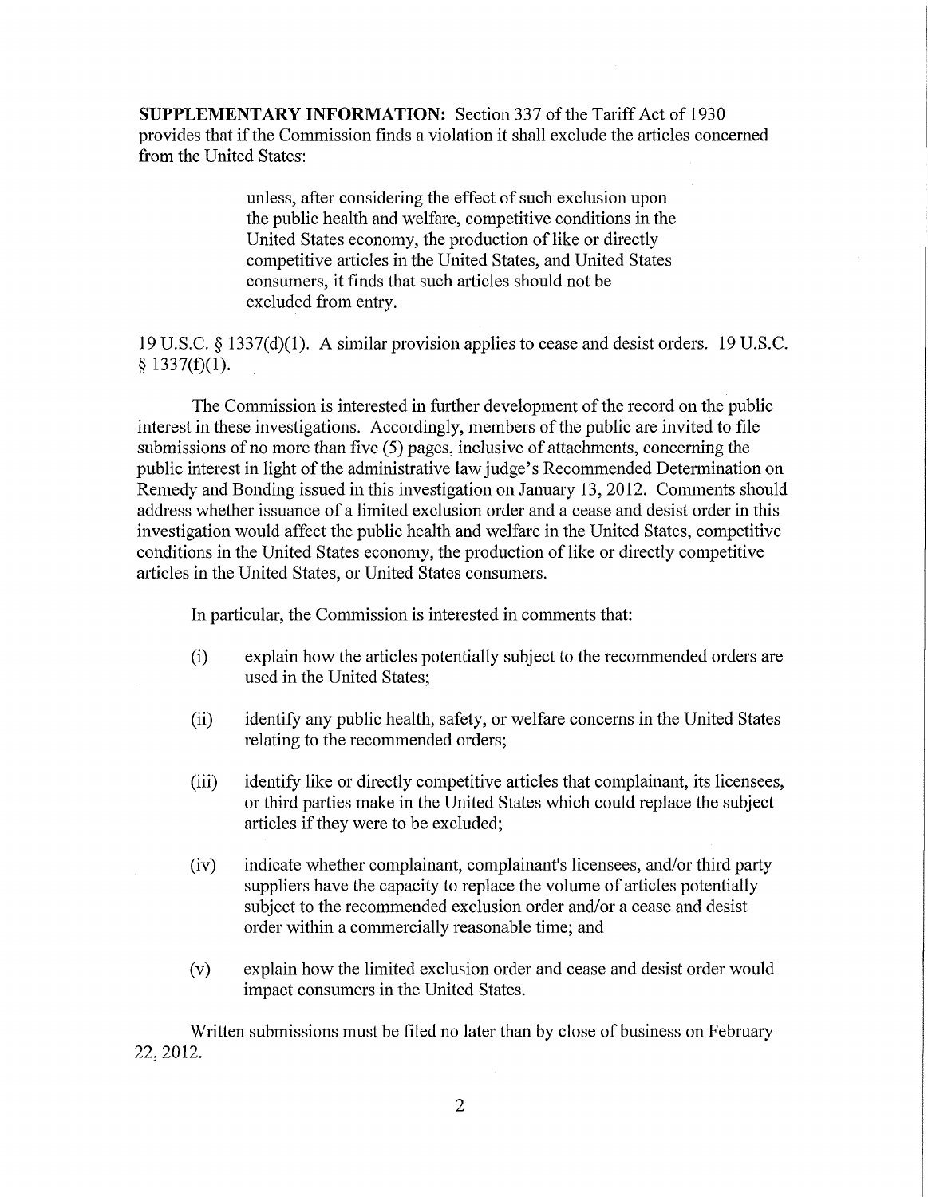**SUPPLEMENTARY INFORMATION:** Section 337 of the Tariff Act of 1930 provides that if the Commission finds a violation it shall exclude the articles concerned from the United States:

> unless, after considering the effect of such exclusion upon the public health and welfare, competitive conditions in the United States economy, the production of like or directly competitive articles in the United States, and United States consumers, it finds that such articles should not be excluded from entry.

19 U.S.C. § 1337(d)(1). A similar provision applies to cease and desist orders. 19 U.S.C. § 1337(f)(1).

The Commission is interested in further development of the record on the public interest in these investigations. Accordingly, members of the public are invited to file submissions of no more than five (5) pages, inclusive of attachments, concerning the public interest in light of the administrative law judge's Recommended Determination on Remedy and Bonding issued in this investigation on January 13, 2012. Comments should address whether issuance of a limited exclusion order and a cease and desist order in this investigation would affect the public health and welfare in the United States, competitive conditions in the United States economy, the production of like or directly competitive articles in the United States, or United States consumers.

In particular, the Commission is interested in comments that:

(i) explain how the articles potentially subject to the recommended orders are used in the United States;

(ii) identify any public health, safety, or welfare concerns in the United States relating to the recommended orders;

(iii) identify like or directly competitive articles that complainant, its licensees, or third parties make in the United States which could replace the subject articles if they were to be excluded;

(iv) indicate whether complainant, complainant's licensees, and/or third party suppliers have the capacity to replace the volume of articles potentially subject to the recommended exclusion order and/or a cease and desist order within a commercially reasonable time; and

(v) explain how the limited exclusion order and cease and desist order would impact consumers in the United States.

Written submissions must be filed no later than by close of business on February 22, 2012.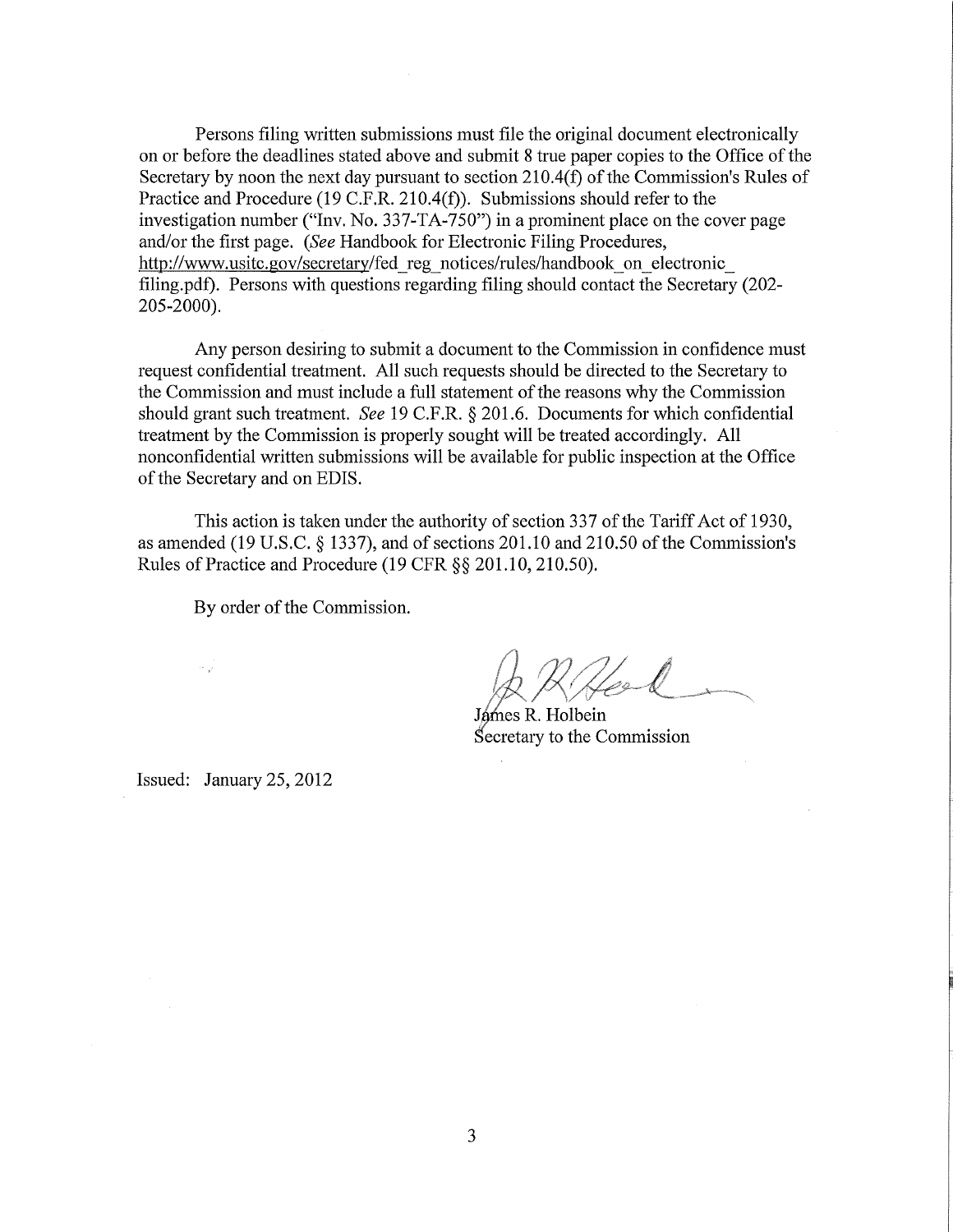Persons filing written submissions must file the original document electronically on or before the deadlines stated above and submit 8 true paper copies to the Office of the Secretary by noon the next day pursuant to section 210.4(f) of the Commission's Rules of Practice and Procedure (19 C.F.R. 210.4(f)). Submissions should refer to the investigation number ("Inv. No. 337-TA-750") in a prominent place on the cover page and/or the first page. (*See* Handbook for Electronic Filing Procedures, http://www.usitc.gov/secretary/fed_reg_notices/rules/handbook_on_electronic_filing.pdf). Persons with questions regarding filing should contact the Secretary (202-205-2000).

Any person desiring to submit a document to the Commission in confidence must request confidential treatment. All such requests should be directed to the Secretary to the Commission and must include a full statement of the reasons why the Commission should grant such treatment. *See* 19 C.F.R. § 201.6. Documents for which confidential treatment by the Commission is properly sought will be treated accordingly. All nonconfidential written submissions will be available for public inspection at the Office of the Secretary and on EDIS.

This action is taken under the authority of section 337 of the Tariff Act of 1930, as amended (19 U.S.C. § 1337), and of sections 201.10 and 210.50 of the Commission's Rules of Practice and Procedure (19 CFR §§ 201.10, 210.50).

By order of the Commission.

James R. Holbein
Secretary to the Commission

Issued: January 25, 2012